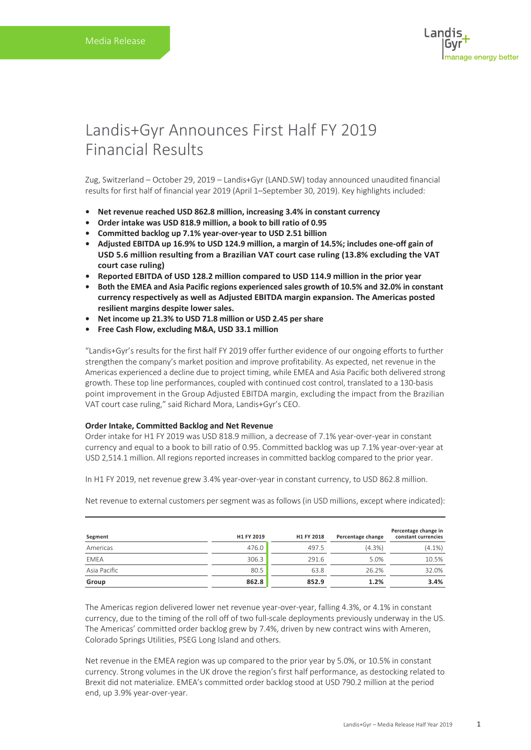Media Release

# Landis+Gyr Announces First Half FY 2019 Financial Results

Zug, Switzerland – October 29, 2019 – Landis+Gyr (LAND.SW) today announced unaudited financial results for first half of financial year 2019 (April 1–September 30, 2019). Key highlights included:

- **Net revenue reached USD 862.8 million, increasing 3.4% in constant currency**
- **Order intake was USD 818.9 million, a book to bill ratio of 0.95**
- **Committed backlog up 7.1% year-over-year to USD 2.51 billion**
- **Adjusted EBITDA up 16.9% to USD 124.9 million, a margin of 14.5%; includes one-off gain of USD 5.6 million resulting from a Brazilian VAT court case ruling (13.8% excluding the VAT court case ruling)**
- **Reported EBITDA of USD 128.2 million compared to USD 114.9 million in the prior year**
- **Both the EMEA and Asia Pacific regions experienced sales growth of 10.5% and 32.0% in constant currency respectively as well as Adjusted EBITDA margin expansion. The Americas posted resilient margins despite lower sales.**
- **Net income up 21.3% to USD 71.8 million or USD 2.45 per share**
- **Free Cash Flow, excluding M&A, USD 33.1 million**

"Landis+Gyr's results for the first half FY 2019 offer further evidence of our ongoing efforts to further strengthen the company's market position and improve profitability. As expected, net revenue in the Americas experienced a decline due to project timing, while EMEA and Asia Pacific both delivered strong growth. These top line performances, coupled with continued cost control, translated to a 130-basis point improvement in the Group Adjusted EBITDA margin, excluding the impact from the Brazilian VAT court case ruling," said Richard Mora, Landis+Gyr's CEO.

### Order Intake, Committed Backlog and Net Revenue

Order intake for H1 FY 2019 was USD 818.9 million, a decrease of 7.1% year-over-year in constant currency and equal to a book to bill ratio of 0.95. Committed backlog was up 7.1% year-over-year at USD 2,514.1 million. All regions reported increases in committed backlog compared to the prior year.

In H1 FY 2019, net revenue grew 3.4% year-over-year in constant currency, to USD 862.8 million.

Net revenue to external customers per segment was as follows (in USD millions, except where indicated):

| Segment | H1 FY 2019 | H1 FY 2018 | Percentage change | Percentage change in constant currencies |
|---|---|---|---|---|
| Americas | 476.0 | 497.5 | (4.3%) | (4.1%) |
| EMEA | 306.3 | 291.6 | 5.0% | 10.5% |
| Asia Pacific | 80.5 | 63.8 | 26.2% | 32.0% |
| **Group** | **862.8** | **852.9** | **1.2%** | **3.4%** |

The Americas region delivered lower net revenue year-over-year, falling 4.3%, or 4.1% in constant currency, due to the timing of the roll off of two full-scale deployments previously underway in the US. The Americas' committed order backlog grew by 7.4%, driven by new contract wins with Ameren, Colorado Springs Utilities, PSEG Long Island and others.

Net revenue in the EMEA region was up compared to the prior year by 5.0%, or 10.5% in constant currency. Strong volumes in the UK drove the region's first half performance, as destocking related to Brexit did not materialize. EMEA's committed order backlog stood at USD 790.2 million at the period end, up 3.9% year-over-year.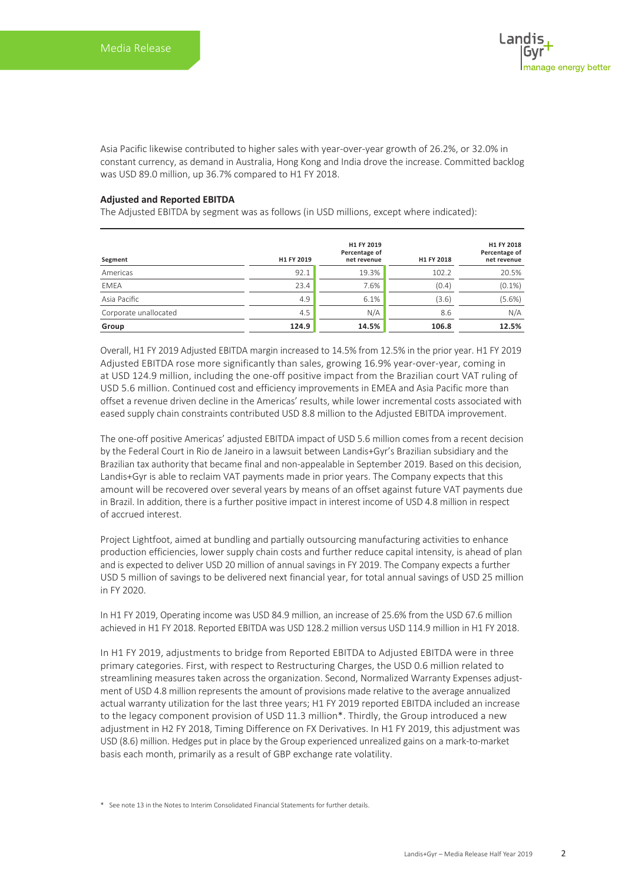Asia Pacific likewise contributed to higher sales with year-over-year growth of 26.2%, or 32.0% in constant currency, as demand in Australia, Hong Kong and India drove the increase. Committed backlog was USD 89.0 million, up 36.7% compared to H1 FY 2018.

**Adjusted and Reported EBITDA**

The Adjusted EBITDA by segment was as follows (in USD millions, except where indicated):

| Segment | H1 FY 2019 | H1 FY 2019 Percentage of net revenue | H1 FY 2018 | H1 FY 2018 Percentage of net revenue |
|---|---|---|---|---|
| Americas | 92.1 | 19.3% | 102.2 | 20.5% |
| EMEA | 23.4 | 7.6% | (0.4) | (0.1%) |
| Asia Pacific | 4.9 | 6.1% | (3.6) | (5.6%) |
| Corporate unallocated | 4.5 | N/A | 8.6 | N/A |
| **Group** | **124.9** | **14.5%** | **106.8** | **12.5%** |

Overall, H1 FY 2019 Adjusted EBITDA margin increased to 14.5% from 12.5% in the prior year. H1 FY 2019 Adjusted EBITDA rose more significantly than sales, growing 16.9% year-over-year, coming in at USD 124.9 million, including the one-off positive impact from the Brazilian court VAT ruling of USD 5.6 million. Continued cost and efficiency improvements in EMEA and Asia Pacific more than offset a revenue driven decline in the Americas' results, while lower incremental costs associated with eased supply chain constraints contributed USD 8.8 million to the Adjusted EBITDA improvement.

The one-off positive Americas' adjusted EBITDA impact of USD 5.6 million comes from a recent decision by the Federal Court in Rio de Janeiro in a lawsuit between Landis+Gyr's Brazilian subsidiary and the Brazilian tax authority that became final and non-appealable in September 2019. Based on this decision, Landis+Gyr is able to reclaim VAT payments made in prior years. The Company expects that this amount will be recovered over several years by means of an offset against future VAT payments due in Brazil. In addition, there is a further positive impact in interest income of USD 4.8 million in respect of accrued interest.

Project Lightfoot, aimed at bundling and partially outsourcing manufacturing activities to enhance production efficiencies, lower supply chain costs and further reduce capital intensity, is ahead of plan and is expected to deliver USD 20 million of annual savings in FY 2019. The Company expects a further USD 5 million of savings to be delivered next financial year, for total annual savings of USD 25 million in FY 2020.

In H1 FY 2019, Operating income was USD 84.9 million, an increase of 25.6% from the USD 67.6 million achieved in H1 FY 2018. Reported EBITDA was USD 128.2 million versus USD 114.9 million in H1 FY 2018.

In H1 FY 2019, adjustments to bridge from Reported EBITDA to Adjusted EBITDA were in three primary categories. First, with respect to Restructuring Charges, the USD 0.6 million related to streamlining measures taken across the organization. Second, Normalized Warranty Expenses adjustment of USD 4.8 million represents the amount of provisions made relative to the average annualized actual warranty utilization for the last three years; H1 FY 2019 reported EBITDA included an increase to the legacy component provision of USD 11.3 million*. Thirdly, the Group introduced a new adjustment in H2 FY 2018, Timing Difference on FX Derivatives. In H1 FY 2019, this adjustment was USD (8.6) million. Hedges put in place by the Group experienced unrealized gains on a mark-to-market basis each month, primarily as a result of GBP exchange rate volatility.

\* See note 13 in the Notes to Interim Consolidated Financial Statements for further details.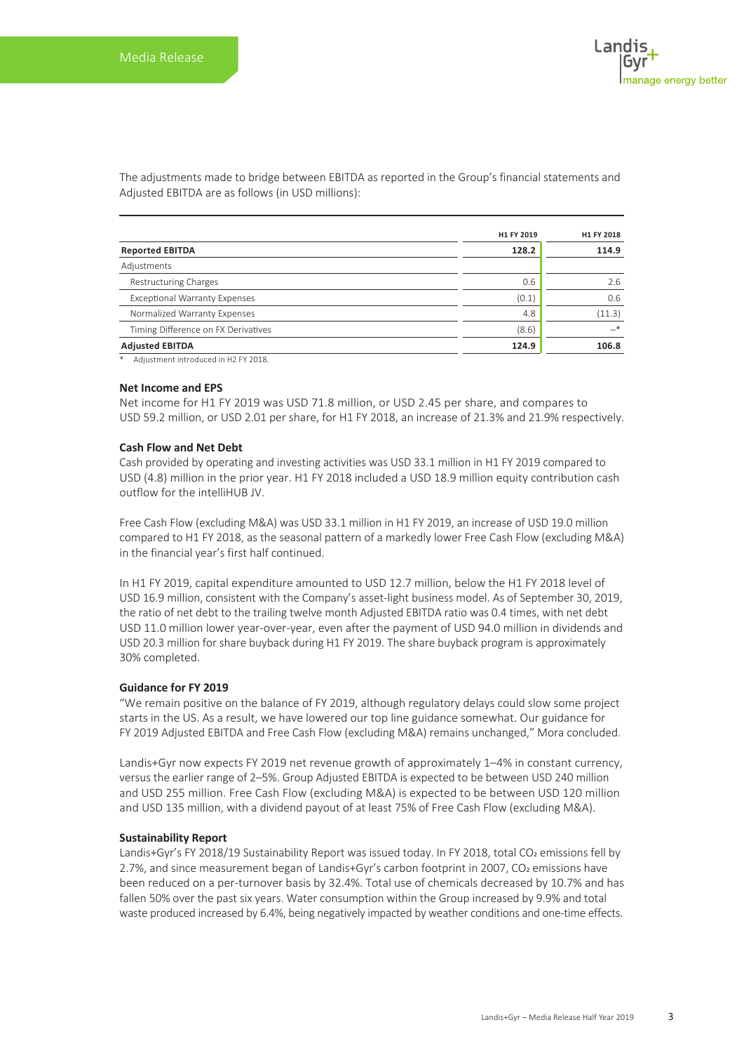The adjustments made to bridge between EBITDA as reported in the Group's financial statements and Adjusted EBITDA are as follows (in USD millions):

| | H1 FY 2019 | H1 FY 2018 |
|---|---|---|
| **Reported EBITDA** | **128.2** | **114.9** |
| Adjustments | | |
| Restructuring Charges | 0.6 | 2.6 |
| Exceptional Warranty Expenses | (0.1) | 0.6 |
| Normalized Warranty Expenses | 4.8 | (11.3) |
| Timing Difference on FX Derivatives | (8.6) | –* |
| **Adjusted EBITDA** | **124.9** | **106.8** |

\* Adjustment introduced in H2 FY 2018.

**Net Income and EPS**

Net income for H1 FY 2019 was USD 71.8 million, or USD 2.45 per share, and compares to USD 59.2 million, or USD 2.01 per share, for H1 FY 2018, an increase of 21.3% and 21.9% respectively.

**Cash Flow and Net Debt**

Cash provided by operating and investing activities was USD 33.1 million in H1 FY 2019 compared to USD (4.8) million in the prior year. H1 FY 2018 included a USD 18.9 million equity contribution cash outflow for the intelliHUB JV.

Free Cash Flow (excluding M&A) was USD 33.1 million in H1 FY 2019, an increase of USD 19.0 million compared to H1 FY 2018, as the seasonal pattern of a markedly lower Free Cash Flow (excluding M&A) in the financial year's first half continued.

In H1 FY 2019, capital expenditure amounted to USD 12.7 million, below the H1 FY 2018 level of USD 16.9 million, consistent with the Company's asset-light business model. As of September 30, 2019, the ratio of net debt to the trailing twelve month Adjusted EBITDA ratio was 0.4 times, with net debt USD 11.0 million lower year-over-year, even after the payment of USD 94.0 million in dividends and USD 20.3 million for share buyback during H1 FY 2019. The share buyback program is approximately 30% completed.

**Guidance for FY 2019**

"We remain positive on the balance of FY 2019, although regulatory delays could slow some project starts in the US. As a result, we have lowered our top line guidance somewhat. Our guidance for FY 2019 Adjusted EBITDA and Free Cash Flow (excluding M&A) remains unchanged," Mora concluded.

Landis+Gyr now expects FY 2019 net revenue growth of approximately 1–4% in constant currency, versus the earlier range of 2–5%. Group Adjusted EBITDA is expected to be between USD 240 million and USD 255 million. Free Cash Flow (excluding M&A) is expected to be between USD 120 million and USD 135 million, with a dividend payout of at least 75% of Free Cash Flow (excluding M&A).

**Sustainability Report**

Landis+Gyr's FY 2018/19 Sustainability Report was issued today. In FY 2018, total $CO_2$ emissions fell by 2.7%, and since measurement began of Landis+Gyr's carbon footprint in 2007, $CO_2$ emissions have been reduced on a per-turnover basis by 32.4%. Total use of chemicals decreased by 10.7% and has fallen 50% over the past six years. Water consumption within the Group increased by 9.9% and total waste produced increased by 6.4%, being negatively impacted by weather conditions and one-time effects.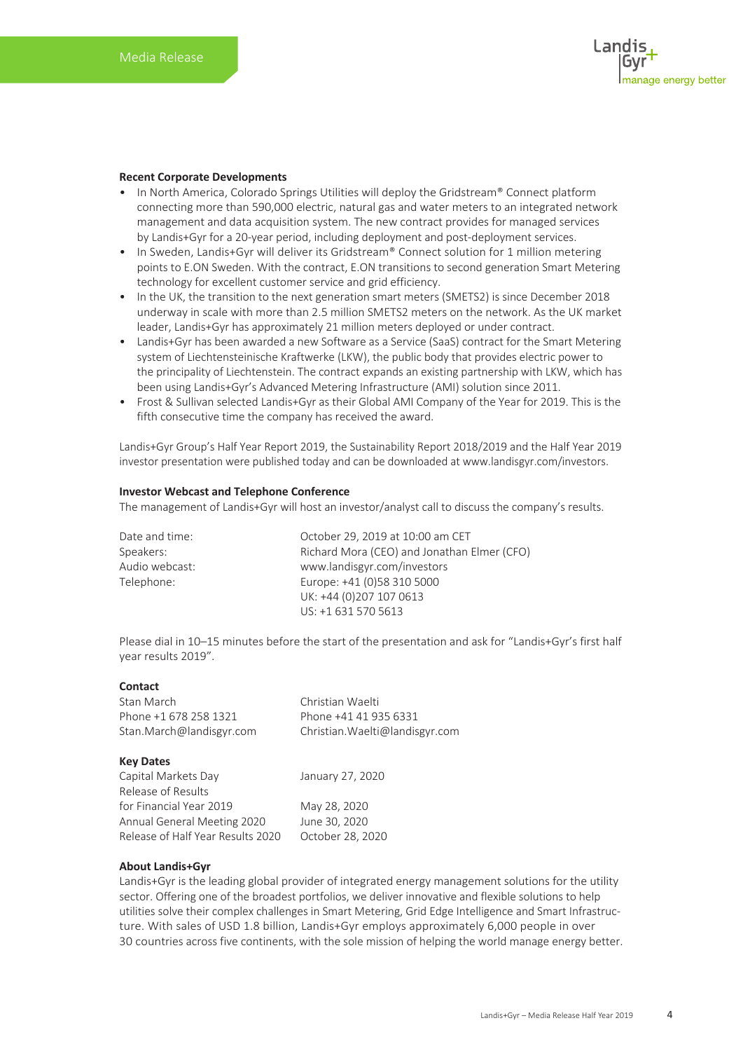**Recent Corporate Developments**

- In North America, Colorado Springs Utilities will deploy the Gridstream® Connect platform connecting more than 590,000 electric, natural gas and water meters to an integrated network management and data acquisition system. The new contract provides for managed services by Landis+Gyr for a 20-year period, including deployment and post-deployment services.
- In Sweden, Landis+Gyr will deliver its Gridstream® Connect solution for 1 million metering points to E.ON Sweden. With the contract, E.ON transitions to second generation Smart Metering technology for excellent customer service and grid efficiency.
- In the UK, the transition to the next generation smart meters (SMETS2) is since December 2018 underway in scale with more than 2.5 million SMETS2 meters on the network. As the UK market leader, Landis+Gyr has approximately 21 million meters deployed or under contract.
- Landis+Gyr has been awarded a new Software as a Service (SaaS) contract for the Smart Metering system of Liechtensteinische Kraftwerke (LKW), the public body that provides electric power to the principality of Liechtenstein. The contract expands an existing partnership with LKW, which has been using Landis+Gyr's Advanced Metering Infrastructure (AMI) solution since 2011.
- Frost & Sullivan selected Landis+Gyr as their Global AMI Company of the Year for 2019. This is the fifth consecutive time the company has received the award.

Landis+Gyr Group's Half Year Report 2019, the Sustainability Report 2018/2019 and the Half Year 2019 investor presentation were published today and can be downloaded at www.landisgyr.com/investors.

**Investor Webcast and Telephone Conference**

The management of Landis+Gyr will host an investor/analyst call to discuss the company's results.

| | |
|---|---|
| Date and time: | October 29, 2019 at 10:00 am CET |
| Speakers: | Richard Mora (CEO) and Jonathan Elmer (CFO) |
| Audio webcast: | www.landisgyr.com/investors |
| Telephone: | Europe: +41 (0)58 310 5000<br>UK: +44 (0)207 107 0613<br>US: +1 631 570 5613 |

Please dial in 10–15 minutes before the start of the presentation and ask for "Landis+Gyr's first half year results 2019".

**Contact**

| | |
|---|---|
| Stan March | Christian Waelti |
| Phone +1 678 258 1321 | Phone +41 41 935 6331 |
| Stan.March@landisgyr.com | Christian.Waelti@landisgyr.com |

**Key Dates**

| | |
|---|---|
| Capital Markets Day | January 27, 2020 |
| Release of Results for Financial Year 2019 | May 28, 2020 |
| Annual General Meeting 2020 | June 30, 2020 |
| Release of Half Year Results 2020 | October 28, 2020 |

**About Landis+Gyr**

Landis+Gyr is the leading global provider of integrated energy management solutions for the utility sector. Offering one of the broadest portfolios, we deliver innovative and flexible solutions to help utilities solve their complex challenges in Smart Metering, Grid Edge Intelligence and Smart Infrastructure. With sales of USD 1.8 billion, Landis+Gyr employs approximately 6,000 people in over 30 countries across five continents, with the sole mission of helping the world manage energy better.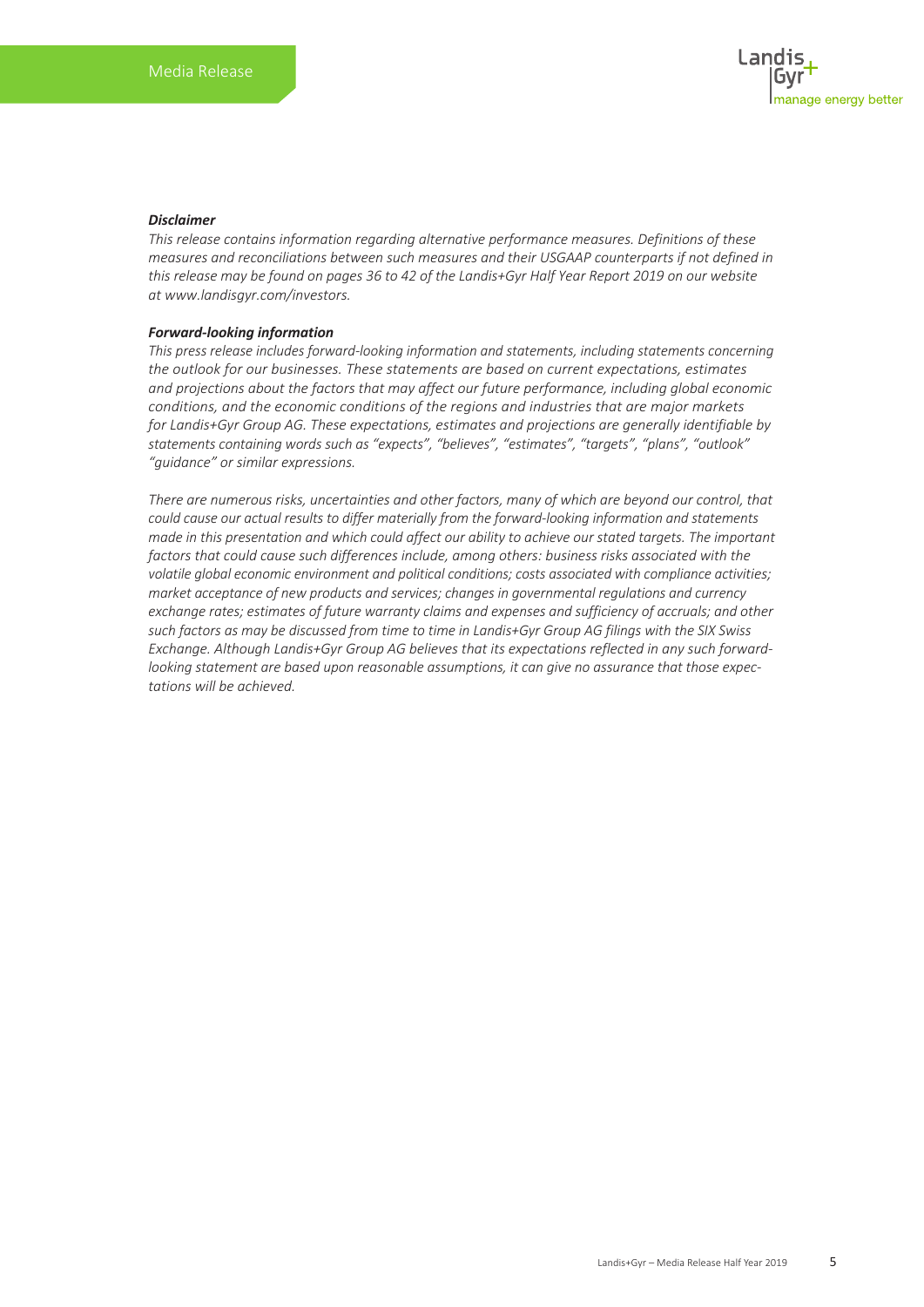***Disclaimer***

*This release contains information regarding alternative performance measures. Definitions of these measures and reconciliations between such measures and their USGAAP counterparts if not defined in this release may be found on pages 36 to 42 of the Landis+Gyr Half Year Report 2019 on our website at www.landisgyr.com/investors.*

***Forward-looking information***

*This press release includes forward-looking information and statements, including statements concerning the outlook for our businesses. These statements are based on current expectations, estimates and projections about the factors that may affect our future performance, including global economic conditions, and the economic conditions of the regions and industries that are major markets for Landis+Gyr Group AG. These expectations, estimates and projections are generally identifiable by statements containing words such as "expects", "believes", "estimates", "targets", "plans", "outlook" "guidance" or similar expressions.*

*There are numerous risks, uncertainties and other factors, many of which are beyond our control, that could cause our actual results to differ materially from the forward-looking information and statements made in this presentation and which could affect our ability to achieve our stated targets. The important factors that could cause such differences include, among others: business risks associated with the volatile global economic environment and political conditions; costs associated with compliance activities; market acceptance of new products and services; changes in governmental regulations and currency exchange rates; estimates of future warranty claims and expenses and sufficiency of accruals; and other such factors as may be discussed from time to time in Landis+Gyr Group AG filings with the SIX Swiss Exchange. Although Landis+Gyr Group AG believes that its expectations reflected in any such forward-looking statement are based upon reasonable assumptions, it can give no assurance that those expectations will be achieved.*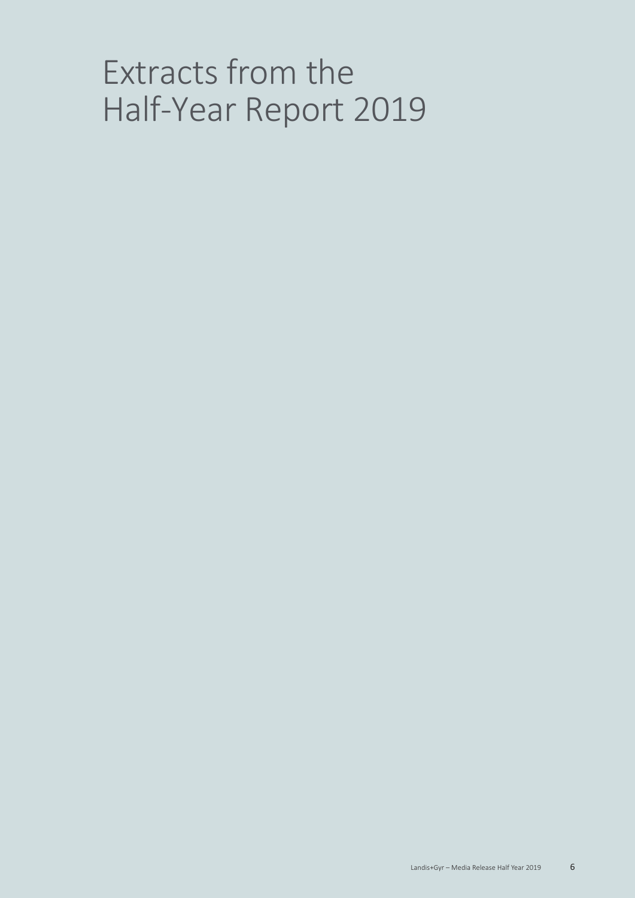# Extracts from the Half-Year Report 2019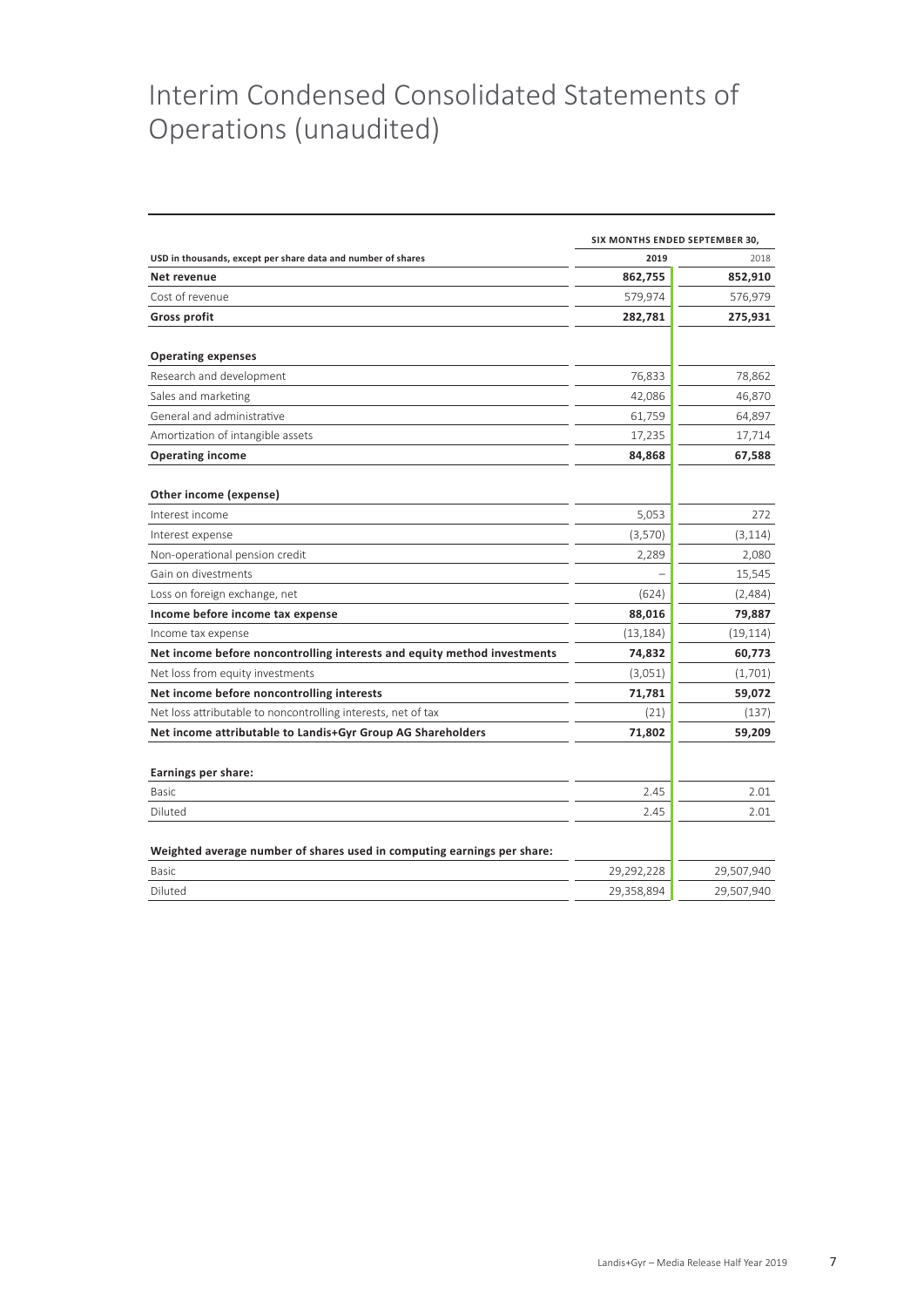# Interim Condensed Consolidated Statements of Operations (unaudited)

| | SIX MONTHS ENDED SEPTEMBER 30, | |
|---|---|---|
| USD in thousands, except per share data and number of shares | 2019 | 2018 |
| **Net revenue** | **862,755** | **852,910** |
| Cost of revenue | 579,974 | 576,979 |
| **Gross profit** | **282,781** | **275,931** |
| | | |
| **Operating expenses** | | |
| Research and development | 76,833 | 78,862 |
| Sales and marketing | 42,086 | 46,870 |
| General and administrative | 61,759 | 64,897 |
| Amortization of intangible assets | 17,235 | 17,714 |
| **Operating income** | **84,868** | **67,588** |
| | | |
| **Other income (expense)** | | |
| Interest income | 5,053 | 272 |
| Interest expense | (3,570) | (3,114) |
| Non-operational pension credit | 2,289 | 2,080 |
| Gain on divestments | – | 15,545 |
| Loss on foreign exchange, net | (624) | (2,484) |
| **Income before income tax expense** | **88,016** | **79,887** |
| Income tax expense | (13,184) | (19,114) |
| **Net income before noncontrolling interests and equity method investments** | **74,832** | **60,773** |
| Net loss from equity investments | (3,051) | (1,701) |
| **Net income before noncontrolling interests** | **71,781** | **59,072** |
| Net loss attributable to noncontrolling interests, net of tax | (21) | (137) |
| **Net income attributable to Landis+Gyr Group AG Shareholders** | **71,802** | **59,209** |
| | | |
| **Earnings per share:** | | |
| Basic | 2.45 | 2.01 |
| Diluted | 2.45 | 2.01 |
| | | |
| **Weighted average number of shares used in computing earnings per share:** | | |
| Basic | 29,292,228 | 29,507,940 |
| Diluted | 29,358,894 | 29,507,940 |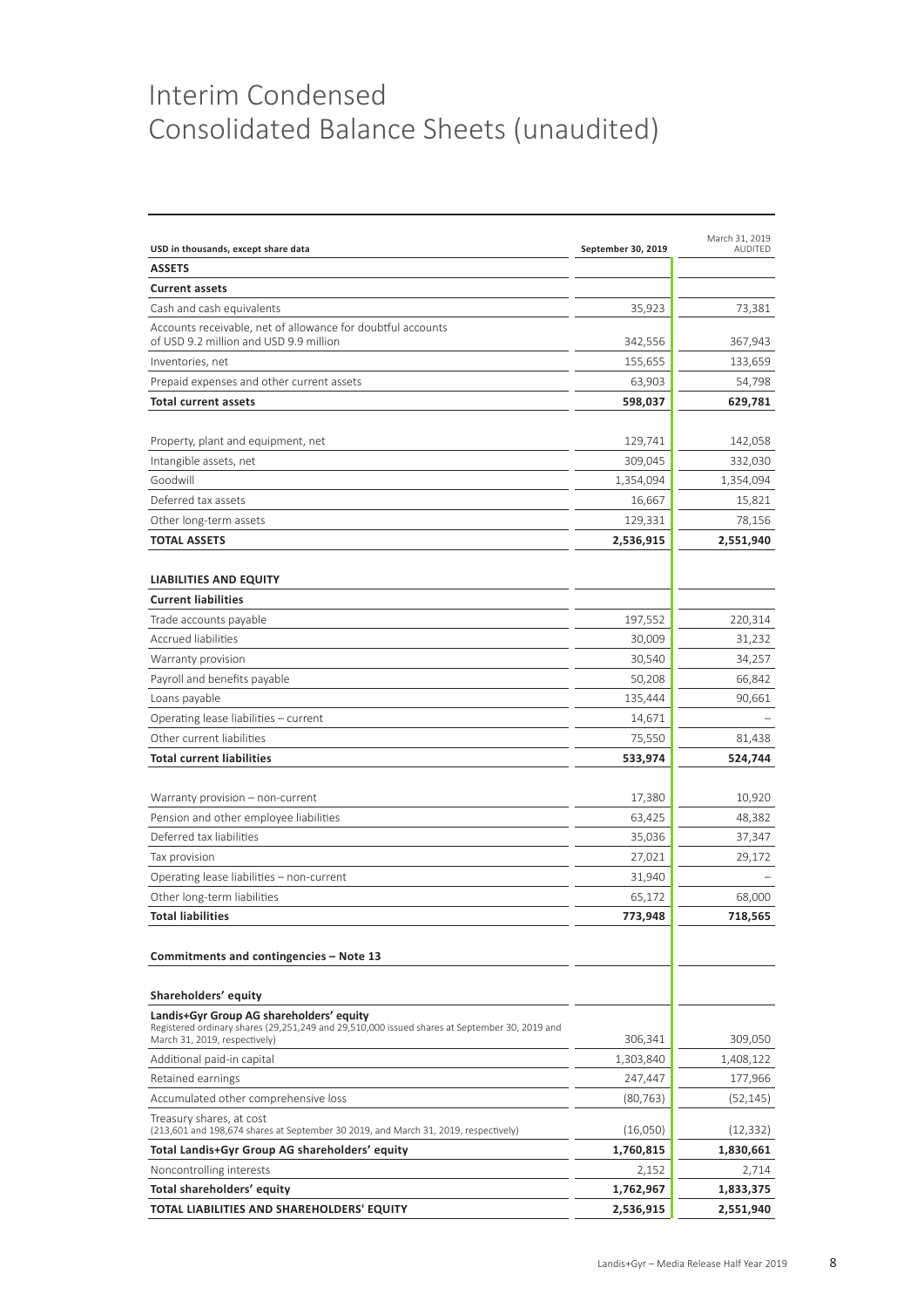# Interim Condensed Consolidated Balance Sheets (unaudited)

| USD in thousands, except share data | September 30, 2019 | March 31, 2019 AUDITED |
|---|---|---|
| **ASSETS** | | |
| **Current assets** | | |
| Cash and cash equivalents | 35,923 | 73,381 |
| Accounts receivable, net of allowance for doubtful accounts of USD 9.2 million and USD 9.9 million | 342,556 | 367,943 |
| Inventories, net | 155,655 | 133,659 |
| Prepaid expenses and other current assets | 63,903 | 54,798 |
| **Total current assets** | **598,037** | **629,781** |
| Property, plant and equipment, net | 129,741 | 142,058 |
| Intangible assets, net | 309,045 | 332,030 |
| Goodwill | 1,354,094 | 1,354,094 |
| Deferred tax assets | 16,667 | 15,821 |
| Other long-term assets | 129,331 | 78,156 |
| **TOTAL ASSETS** | **2,536,915** | **2,551,940** |
| **LIABILITIES AND EQUITY** | | |
| **Current liabilities** | | |
| Trade accounts payable | 197,552 | 220,314 |
| Accrued liabilities | 30,009 | 31,232 |
| Warranty provision | 30,540 | 34,257 |
| Payroll and benefits payable | 50,208 | 66,842 |
| Loans payable | 135,444 | 90,661 |
| Operating lease liabilities – current | 14,671 | – |
| Other current liabilities | 75,550 | 81,438 |
| **Total current liabilities** | **533,974** | **524,744** |
| Warranty provision – non-current | 17,380 | 10,920 |
| Pension and other employee liabilities | 63,425 | 48,382 |
| Deferred tax liabilities | 35,036 | 37,347 |
| Tax provision | 27,021 | 29,172 |
| Operating lease liabilities – non-current | 31,940 | – |
| Other long-term liabilities | 65,172 | 68,000 |
| **Total liabilities** | **773,948** | **718,565** |
| **Commitments and contingencies – Note 13** | | |
| **Shareholders' equity** | | |
| **Landis+Gyr Group AG shareholders' equity** Registered ordinary shares (29,251,249 and 29,510,000 issued shares at September 30, 2019 and March 31, 2019, respectively) | 306,341 | 309,050 |
| Additional paid-in capital | 1,303,840 | 1,408,122 |
| Retained earnings | 247,447 | 177,966 |
| Accumulated other comprehensive loss | (80,763) | (52,145) |
| Treasury shares, at cost (213,601 and 198,674 shares at September 30 2019, and March 31, 2019, respectively) | (16,050) | (12,332) |
| **Total Landis+Gyr Group AG shareholders' equity** | **1,760,815** | **1,830,661** |
| Noncontrolling interests | 2,152 | 2,714 |
| **Total shareholders' equity** | **1,762,967** | **1,833,375** |
| **TOTAL LIABILITIES AND SHAREHOLDERS' EQUITY** | **2,536,915** | **2,551,940** |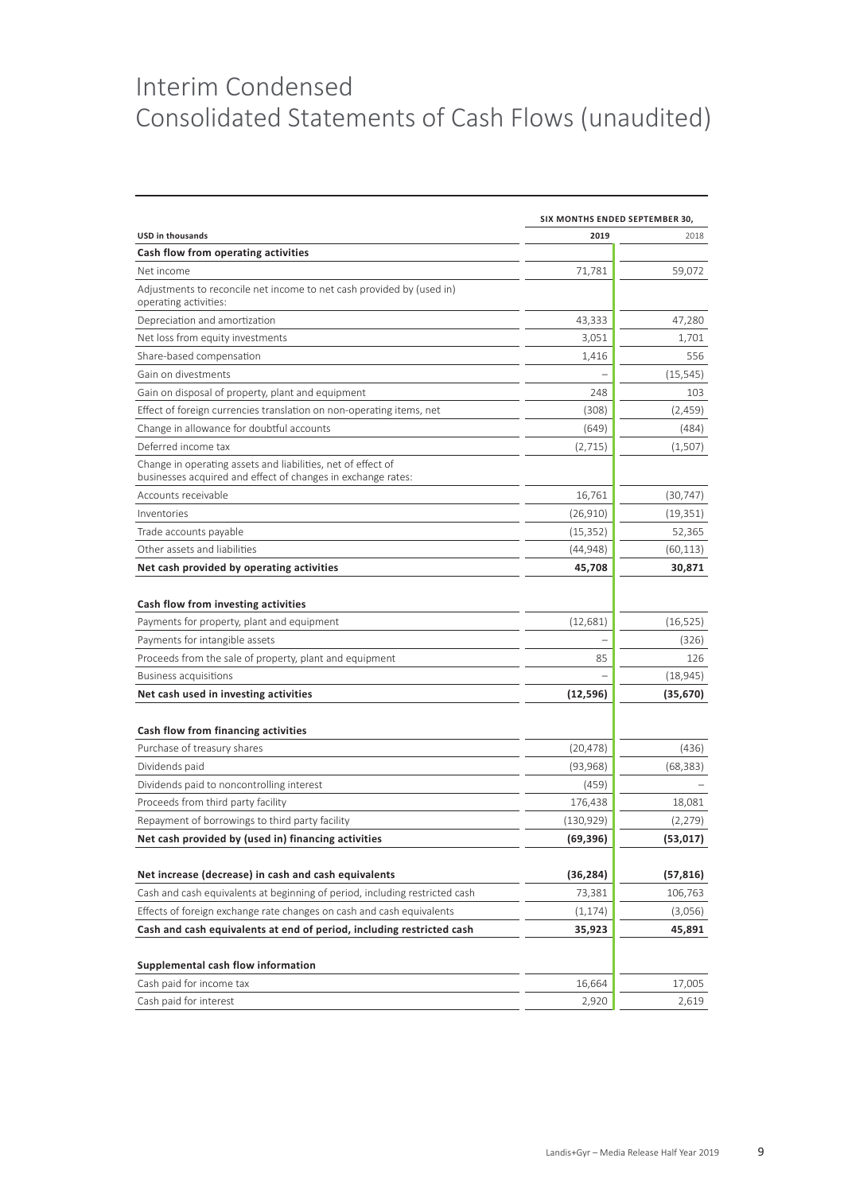# Interim Condensed Consolidated Statements of Cash Flows (unaudited)

| | SIX MONTHS ENDED SEPTEMBER 30, | |
|---|---|---|
| **USD in thousands** | **2019** | 2018 |
| **Cash flow from operating activities** | | |
| Net income | 71,781 | 59,072 |
| Adjustments to reconcile net income to net cash provided by (used in) operating activities: | | |
| Depreciation and amortization | 43,333 | 47,280 |
| Net loss from equity investments | 3,051 | 1,701 |
| Share-based compensation | 1,416 | 556 |
| Gain on divestments | – | (15,545) |
| Gain on disposal of property, plant and equipment | 248 | 103 |
| Effect of foreign currencies translation on non-operating items, net | (308) | (2,459) |
| Change in allowance for doubtful accounts | (649) | (484) |
| Deferred income tax | (2,715) | (1,507) |
| Change in operating assets and liabilities, net of effect of businesses acquired and effect of changes in exchange rates: | | |
| Accounts receivable | 16,761 | (30,747) |
| Inventories | (26,910) | (19,351) |
| Trade accounts payable | (15,352) | 52,365 |
| Other assets and liabilities | (44,948) | (60,113) |
| **Net cash provided by operating activities** | **45,708** | **30,871** |
| | | |
| **Cash flow from investing activities** | | |
| Payments for property, plant and equipment | (12,681) | (16,525) |
| Payments for intangible assets | – | (326) |
| Proceeds from the sale of property, plant and equipment | 85 | 126 |
| Business acquisitions | – | (18,945) |
| **Net cash used in investing activities** | **(12,596)** | **(35,670)** |
| | | |
| **Cash flow from financing activities** | | |
| Purchase of treasury shares | (20,478) | (436) |
| Dividends paid | (93,968) | (68,383) |
| Dividends paid to noncontrolling interest | (459) | – |
| Proceeds from third party facility | 176,438 | 18,081 |
| Repayment of borrowings to third party facility | (130,929) | (2,279) |
| **Net cash provided by (used in) financing activities** | **(69,396)** | **(53,017)** |
| | | |
| **Net increase (decrease) in cash and cash equivalents** | **(36,284)** | **(57,816)** |
| Cash and cash equivalents at beginning of period, including restricted cash | 73,381 | 106,763 |
| Effects of foreign exchange rate changes on cash and cash equivalents | (1,174) | (3,056) |
| **Cash and cash equivalents at end of period, including restricted cash** | **35,923** | **45,891** |
| | | |
| **Supplemental cash flow information** | | |
| Cash paid for income tax | 16,664 | 17,005 |
| Cash paid for interest | 2,920 | 2,619 |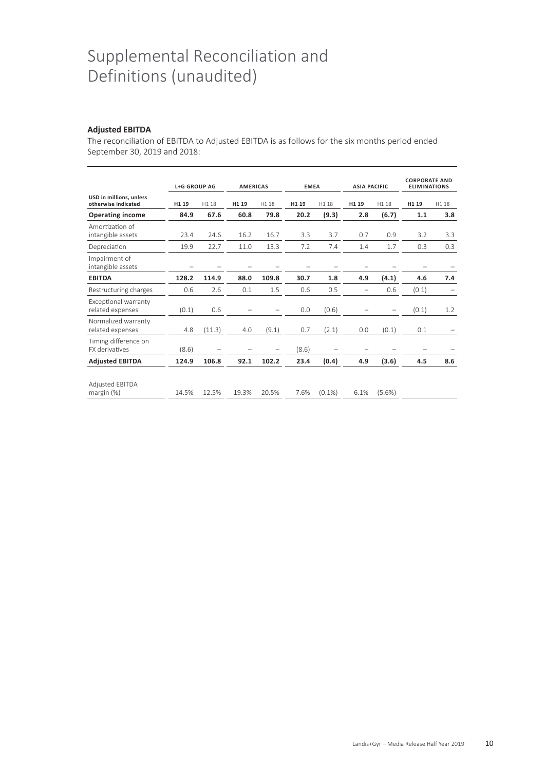# Supplemental Reconciliation and Definitions (unaudited)

### Adjusted EBITDA

The reconciliation of EBITDA to Adjusted EBITDA is as follows for the six months period ended September 30, 2019 and 2018:

| | L+G GROUP AG | | AMERICAS | | EMEA | | ASIA PACIFIC | | CORPORATE AND ELIMINATIONS | |
|---|---|---|---|---|---|---|---|---|---|---|
| **USD in millions, unless otherwise indicated** | **H1 19** | H1 18 | **H1 19** | H1 18 | **H1 19** | H1 18 | **H1 19** | H1 18 | **H1 19** | H1 18 |
| **Operating income** | **84.9** | **67.6** | **60.8** | **79.8** | **20.2** | **(9.3)** | **2.8** | **(6.7)** | **1.1** | **3.8** |
| Amortization of intangible assets | 23.4 | 24.6 | 16.2 | 16.7 | 3.3 | 3.7 | 0.7 | 0.9 | 3.2 | 3.3 |
| Depreciation | 19.9 | 22.7 | 11.0 | 13.3 | 7.2 | 7.4 | 1.4 | 1.7 | 0.3 | 0.3 |
| Impairment of intangible assets | – | – | – | – | – | – | – | – | – | – |
| **EBITDA** | **128.2** | **114.9** | **88.0** | **109.8** | **30.7** | **1.8** | **4.9** | **(4.1)** | **4.6** | **7.4** |
| Restructuring charges | 0.6 | 2.6 | 0.1 | 1.5 | 0.6 | 0.5 | – | 0.6 | (0.1) | – |
| Exceptional warranty related expenses | (0.1) | 0.6 | – | – | 0.0 | (0.6) | – | – | (0.1) | 1.2 |
| Normalized warranty related expenses | 4.8 | (11.3) | 4.0 | (9.1) | 0.7 | (2.1) | 0.0 | (0.1) | 0.1 | – |
| Timing difference on FX derivatives | (8.6) | – | – | – | (8.6) | – | – | – | – | – |
| **Adjusted EBITDA** | **124.9** | **106.8** | **92.1** | **102.2** | **23.4** | **(0.4)** | **4.9** | **(3.6)** | **4.5** | **8.6** |
| Adjusted EBITDA margin (%) | 14.5% | 12.5% | 19.3% | 20.5% | 7.6% | (0.1%) | 6.1% | (5.6%) | | |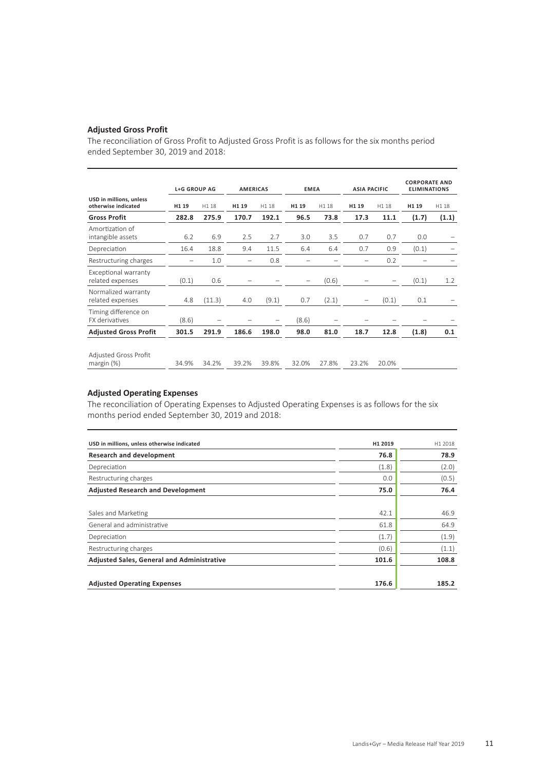### Adjusted Gross Profit

The reconciliation of Gross Profit to Adjusted Gross Profit is as follows for the six months period ended September 30, 2019 and 2018:

| | L+G GROUP AG | | AMERICAS | | EMEA | | ASIA PACIFIC | | CORPORATE AND ELIMINATIONS | |
|---|---|---|---|---|---|---|---|---|---|---|
| USD in millions, unless otherwise indicated | H1 19 | H1 18 | H1 19 | H1 18 | H1 19 | H1 18 | H1 19 | H1 18 | H1 19 | H1 18 |
| **Gross Profit** | **282.8** | **275.9** | **170.7** | **192.1** | **96.5** | **73.8** | **17.3** | **11.1** | **(1.7)** | **(1.1)** |
| Amortization of intangible assets | 6.2 | 6.9 | 2.5 | 2.7 | 3.0 | 3.5 | 0.7 | 0.7 | 0.0 | – |
| Depreciation | 16.4 | 18.8 | 9.4 | 11.5 | 6.4 | 6.4 | 0.7 | 0.9 | (0.1) | – |
| Restructuring charges | – | 1.0 | – | 0.8 | – | – | – | 0.2 | – | – |
| Exceptional warranty related expenses | (0.1) | 0.6 | – | – | – | (0.6) | – | – | (0.1) | 1.2 |
| Normalized warranty related expenses | 4.8 | (11.3) | 4.0 | (9.1) | 0.7 | (2.1) | – | (0.1) | 0.1 | – |
| Timing difference on FX derivatives | (8.6) | – | – | – | (8.6) | – | – | – | – | – |
| **Adjusted Gross Profit** | **301.5** | **291.9** | **186.6** | **198.0** | **98.0** | **81.0** | **18.7** | **12.8** | **(1.8)** | **0.1** |
| Adjusted Gross Profit margin (%) | 34.9% | 34.2% | 39.2% | 39.8% | 32.0% | 27.8% | 23.2% | 20.0% | | |

### Adjusted Operating Expenses

The reconciliation of Operating Expenses to Adjusted Operating Expenses is as follows for the six months period ended September 30, 2019 and 2018:

| USD in millions, unless otherwise indicated | H1 2019 | H1 2018 |
|---|---|---|
| **Research and development** | **76.8** | **78.9** |
| Depreciation | (1.8) | (2.0) |
| Restructuring charges | 0.0 | (0.5) |
| **Adjusted Research and Development** | **75.0** | **76.4** |
| | | |
| Sales and Marketing | 42.1 | 46.9 |
| General and administrative | 61.8 | 64.9 |
| Depreciation | (1.7) | (1.9) |
| Restructuring charges | (0.6) | (1.1) |
| **Adjusted Sales, General and Administrative** | **101.6** | **108.8** |
| | | |
| **Adjusted Operating Expenses** | **176.6** | **185.2** |